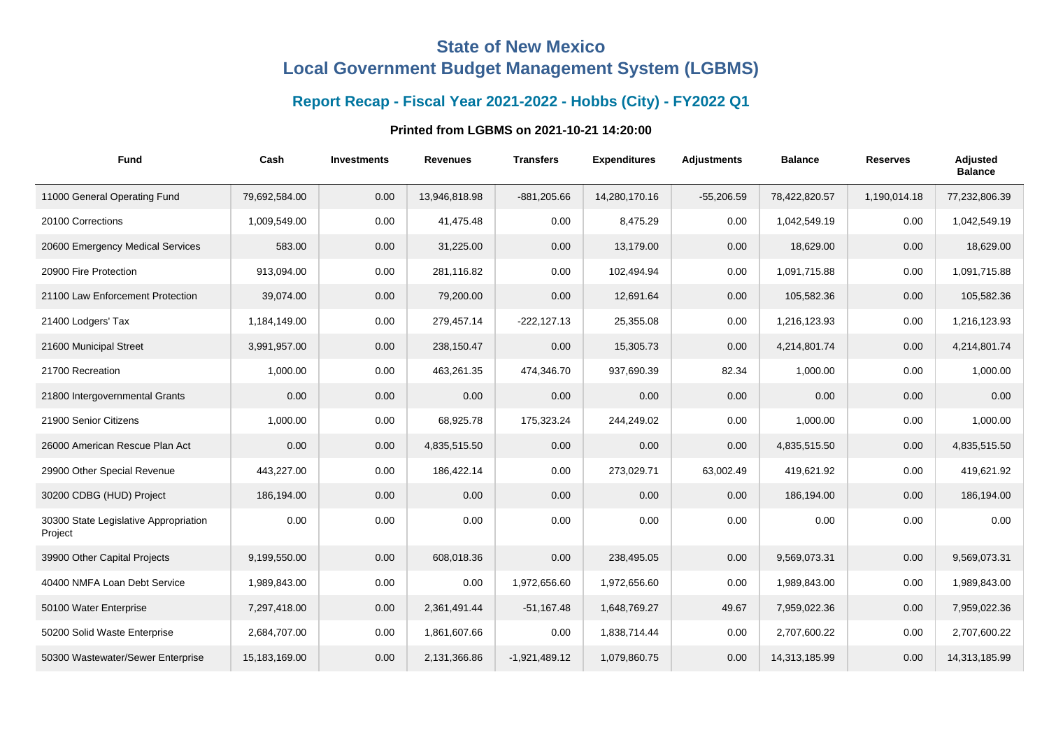# State of New Mexico
# Local Government Budget Management System (LGBMS)

## Report Recap - Fiscal Year 2021-2022 - Hobbs (City) - FY2022 Q1

### Printed from LGBMS on 2021-10-21 14:20:00

| Fund | Cash | Investments | Revenues | Transfers | Expenditures | Adjustments | Balance | Reserves | Adjusted Balance |
|---|---|---|---|---|---|---|---|---|---|
| 11000 General Operating Fund | 79,692,584.00 | 0.00 | 13,946,818.98 | -881,205.66 | 14,280,170.16 | -55,206.59 | 78,422,820.57 | 1,190,014.18 | 77,232,806.39 |
| 20100 Corrections | 1,009,549.00 | 0.00 | 41,475.48 | 0.00 | 8,475.29 | 0.00 | 1,042,549.19 | 0.00 | 1,042,549.19 |
| 20600 Emergency Medical Services | 583.00 | 0.00 | 31,225.00 | 0.00 | 13,179.00 | 0.00 | 18,629.00 | 0.00 | 18,629.00 |
| 20900 Fire Protection | 913,094.00 | 0.00 | 281,116.82 | 0.00 | 102,494.94 | 0.00 | 1,091,715.88 | 0.00 | 1,091,715.88 |
| 21100 Law Enforcement Protection | 39,074.00 | 0.00 | 79,200.00 | 0.00 | 12,691.64 | 0.00 | 105,582.36 | 0.00 | 105,582.36 |
| 21400 Lodgers' Tax | 1,184,149.00 | 0.00 | 279,457.14 | -222,127.13 | 25,355.08 | 0.00 | 1,216,123.93 | 0.00 | 1,216,123.93 |
| 21600 Municipal Street | 3,991,957.00 | 0.00 | 238,150.47 | 0.00 | 15,305.73 | 0.00 | 4,214,801.74 | 0.00 | 4,214,801.74 |
| 21700 Recreation | 1,000.00 | 0.00 | 463,261.35 | 474,346.70 | 937,690.39 | 82.34 | 1,000.00 | 0.00 | 1,000.00 |
| 21800 Intergovernmental Grants | 0.00 | 0.00 | 0.00 | 0.00 | 0.00 | 0.00 | 0.00 | 0.00 | 0.00 |
| 21900 Senior Citizens | 1,000.00 | 0.00 | 68,925.78 | 175,323.24 | 244,249.02 | 0.00 | 1,000.00 | 0.00 | 1,000.00 |
| 26000 American Rescue Plan Act | 0.00 | 0.00 | 4,835,515.50 | 0.00 | 0.00 | 0.00 | 4,835,515.50 | 0.00 | 4,835,515.50 |
| 29900 Other Special Revenue | 443,227.00 | 0.00 | 186,422.14 | 0.00 | 273,029.71 | 63,002.49 | 419,621.92 | 0.00 | 419,621.92 |
| 30200 CDBG (HUD) Project | 186,194.00 | 0.00 | 0.00 | 0.00 | 0.00 | 0.00 | 186,194.00 | 0.00 | 186,194.00 |
| 30300 State Legislative Appropriation Project | 0.00 | 0.00 | 0.00 | 0.00 | 0.00 | 0.00 | 0.00 | 0.00 | 0.00 |
| 39900 Other Capital Projects | 9,199,550.00 | 0.00 | 608,018.36 | 0.00 | 238,495.05 | 0.00 | 9,569,073.31 | 0.00 | 9,569,073.31 |
| 40400 NMFA Loan Debt Service | 1,989,843.00 | 0.00 | 0.00 | 1,972,656.60 | 1,972,656.60 | 0.00 | 1,989,843.00 | 0.00 | 1,989,843.00 |
| 50100 Water Enterprise | 7,297,418.00 | 0.00 | 2,361,491.44 | -51,167.48 | 1,648,769.27 | 49.67 | 7,959,022.36 | 0.00 | 7,959,022.36 |
| 50200 Solid Waste Enterprise | 2,684,707.00 | 0.00 | 1,861,607.66 | 0.00 | 1,838,714.44 | 0.00 | 2,707,600.22 | 0.00 | 2,707,600.22 |
| 50300 Wastewater/Sewer Enterprise | 15,183,169.00 | 0.00 | 2,131,366.86 | -1,921,489.12 | 1,079,860.75 | 0.00 | 14,313,185.99 | 0.00 | 14,313,185.99 |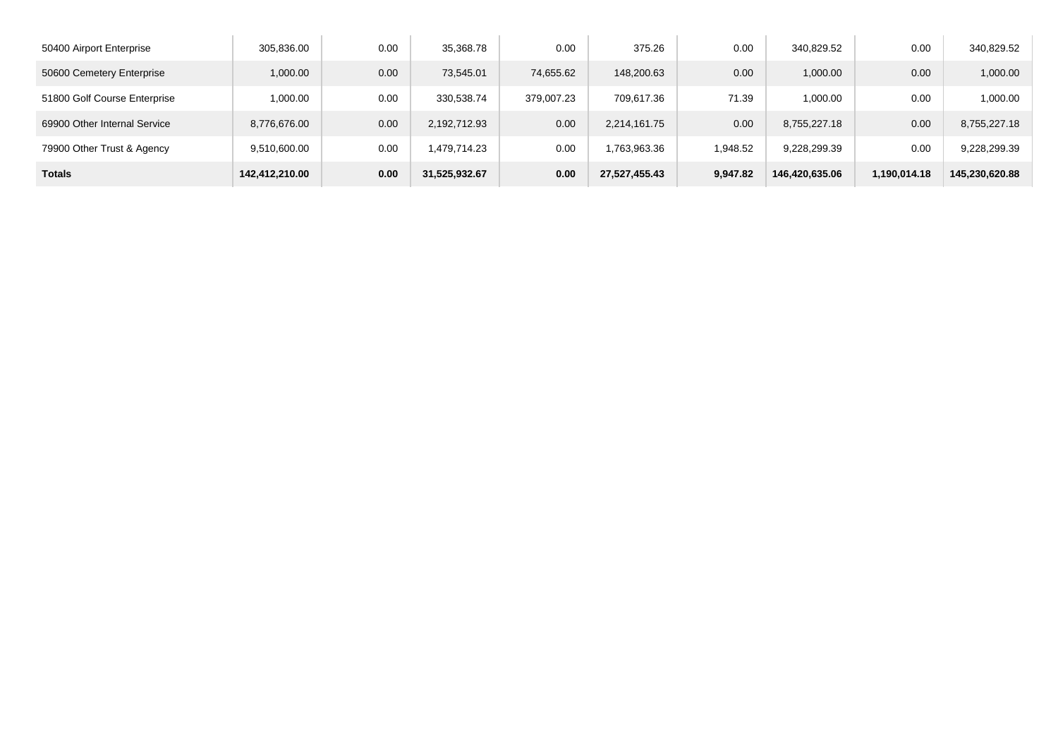| | | | | | | | | | |
|---|---|---|---|---|---|---|---|---|---|
| 50400 Airport Enterprise | 305,836.00 | 0.00 | 35,368.78 | 0.00 | 375.26 | 0.00 | 340,829.52 | 0.00 | 340,829.52 |
| 50600 Cemetery Enterprise | 1,000.00 | 0.00 | 73,545.01 | 74,655.62 | 148,200.63 | 0.00 | 1,000.00 | 0.00 | 1,000.00 |
| 51800 Golf Course Enterprise | 1,000.00 | 0.00 | 330,538.74 | 379,007.23 | 709,617.36 | 71.39 | 1,000.00 | 0.00 | 1,000.00 |
| 69900 Other Internal Service | 8,776,676.00 | 0.00 | 2,192,712.93 | 0.00 | 2,214,161.75 | 0.00 | 8,755,227.18 | 0.00 | 8,755,227.18 |
| 79900 Other Trust & Agency | 9,510,600.00 | 0.00 | 1,479,714.23 | 0.00 | 1,763,963.36 | 1,948.52 | 9,228,299.39 | 0.00 | 9,228,299.39 |
| **Totals** | **142,412,210.00** | **0.00** | **31,525,932.67** | **0.00** | **27,527,455.43** | **9,947.82** | **146,420,635.06** | **1,190,014.18** | **145,230,620.88** |